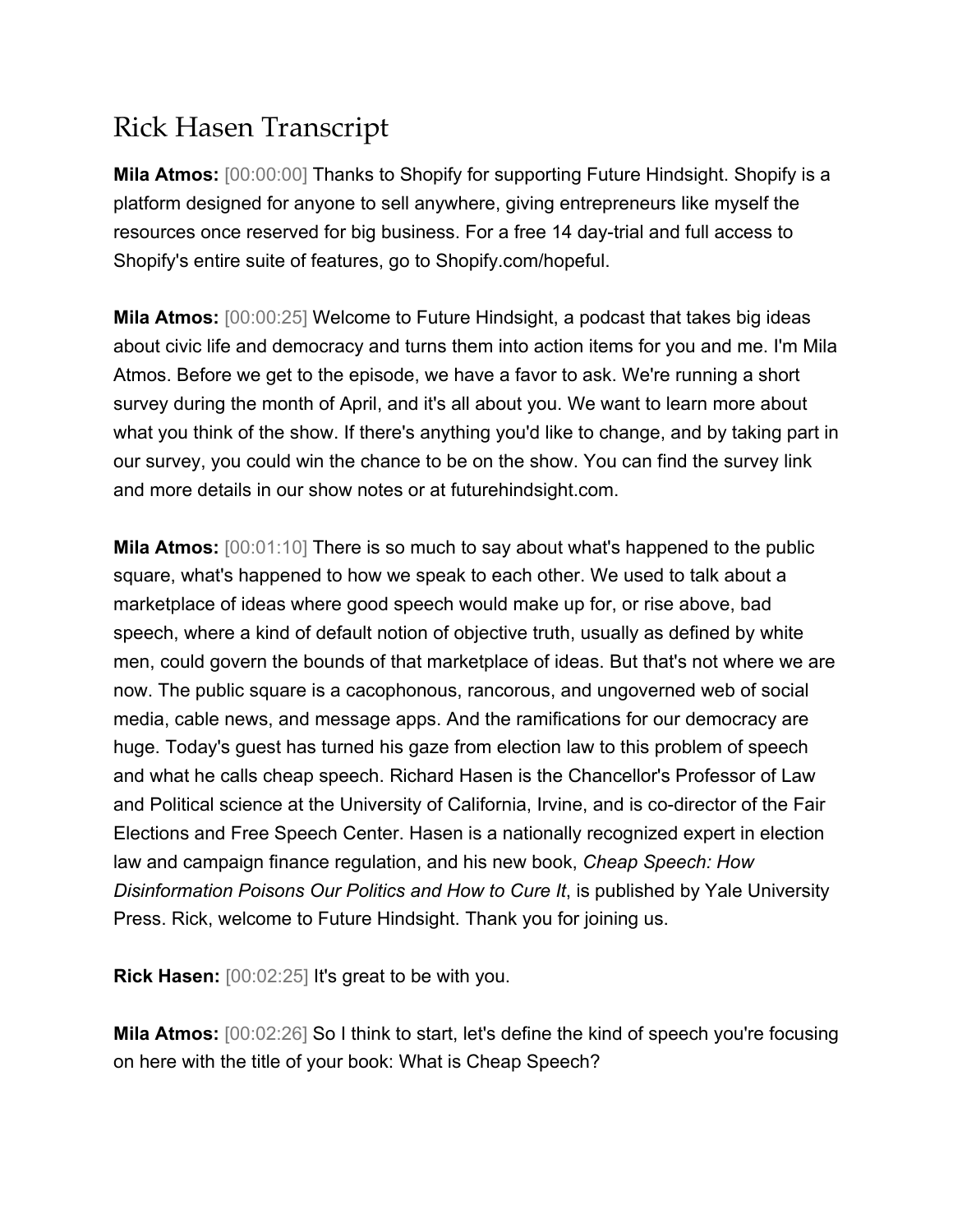# Rick Hasen Transcript

**Mila Atmos:** [00:00:00] Thanks to Shopify for supporting Future Hindsight. Shopify is a platform designed for anyone to sell anywhere, giving entrepreneurs like myself the resources once reserved for big business. For a free 14 day-trial and full access to Shopify's entire suite of features, go to Shopify.com/hopeful.

**Mila Atmos:** [00:00:25] Welcome to Future Hindsight, a podcast that takes big ideas about civic life and democracy and turns them into action items for you and me. I'm Mila Atmos. Before we get to the episode, we have a favor to ask. We're running a short survey during the month of April, and it's all about you. We want to learn more about what you think of the show. If there's anything you'd like to change, and by taking part in our survey, you could win the chance to be on the show. You can find the survey link and more details in our show notes or at futurehindsight.com.

**Mila Atmos:** [00:01:10] There is so much to say about what's happened to the public square, what's happened to how we speak to each other. We used to talk about a marketplace of ideas where good speech would make up for, or rise above, bad speech, where a kind of default notion of objective truth, usually as defined by white men, could govern the bounds of that marketplace of ideas. But that's not where we are now. The public square is a cacophonous, rancorous, and ungoverned web of social media, cable news, and message apps. And the ramifications for our democracy are huge. Today's guest has turned his gaze from election law to this problem of speech and what he calls cheap speech. Richard Hasen is the Chancellor's Professor of Law and Political science at the University of California, Irvine, and is co-director of the Fair Elections and Free Speech Center. Hasen is a nationally recognized expert in election law and campaign finance regulation, and his new book, *Cheap Speech: How Disinformation Poisons Our Politics and How to Cure It*, is published by Yale University Press. Rick, welcome to Future Hindsight. Thank you for joining us.

**Rick Hasen:** [00:02:25] It's great to be with you.

**Mila Atmos:** [00:02:26] So I think to start, let's define the kind of speech you're focusing on here with the title of your book: What is Cheap Speech?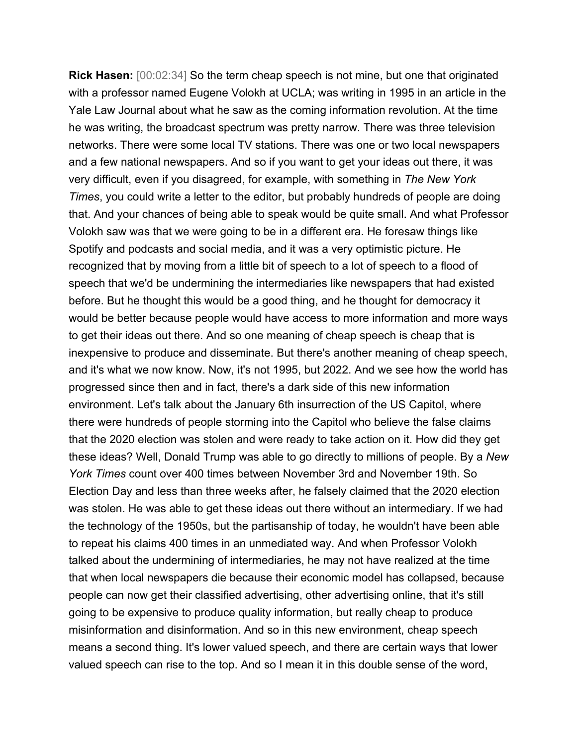**Rick Hasen:** [00:02:34] So the term cheap speech is not mine, but one that originated with a professor named Eugene Volokh at UCLA; was writing in 1995 in an article in the Yale Law Journal about what he saw as the coming information revolution. At the time he was writing, the broadcast spectrum was pretty narrow. There was three television networks. There were some local TV stations. There was one or two local newspapers and a few national newspapers. And so if you want to get your ideas out there, it was very difficult, even if you disagreed, for example, with something in *The New York Times*, you could write a letter to the editor, but probably hundreds of people are doing that. And your chances of being able to speak would be quite small. And what Professor Volokh saw was that we were going to be in a different era. He foresaw things like Spotify and podcasts and social media, and it was a very optimistic picture. He recognized that by moving from a little bit of speech to a lot of speech to a flood of speech that we'd be undermining the intermediaries like newspapers that had existed before. But he thought this would be a good thing, and he thought for democracy it would be better because people would have access to more information and more ways to get their ideas out there. And so one meaning of cheap speech is cheap that is inexpensive to produce and disseminate. But there's another meaning of cheap speech, and it's what we now know. Now, it's not 1995, but 2022. And we see how the world has progressed since then and in fact, there's a dark side of this new information environment. Let's talk about the January 6th insurrection of the US Capitol, where there were hundreds of people storming into the Capitol who believe the false claims that the 2020 election was stolen and were ready to take action on it. How did they get these ideas? Well, Donald Trump was able to go directly to millions of people. By a *New York Times* count over 400 times between November 3rd and November 19th. So Election Day and less than three weeks after, he falsely claimed that the 2020 election was stolen. He was able to get these ideas out there without an intermediary. If we had the technology of the 1950s, but the partisanship of today, he wouldn't have been able to repeat his claims 400 times in an unmediated way. And when Professor Volokh talked about the undermining of intermediaries, he may not have realized at the time that when local newspapers die because their economic model has collapsed, because people can now get their classified advertising, other advertising online, that it's still going to be expensive to produce quality information, but really cheap to produce misinformation and disinformation. And so in this new environment, cheap speech means a second thing. It's lower valued speech, and there are certain ways that lower valued speech can rise to the top. And so I mean it in this double sense of the word,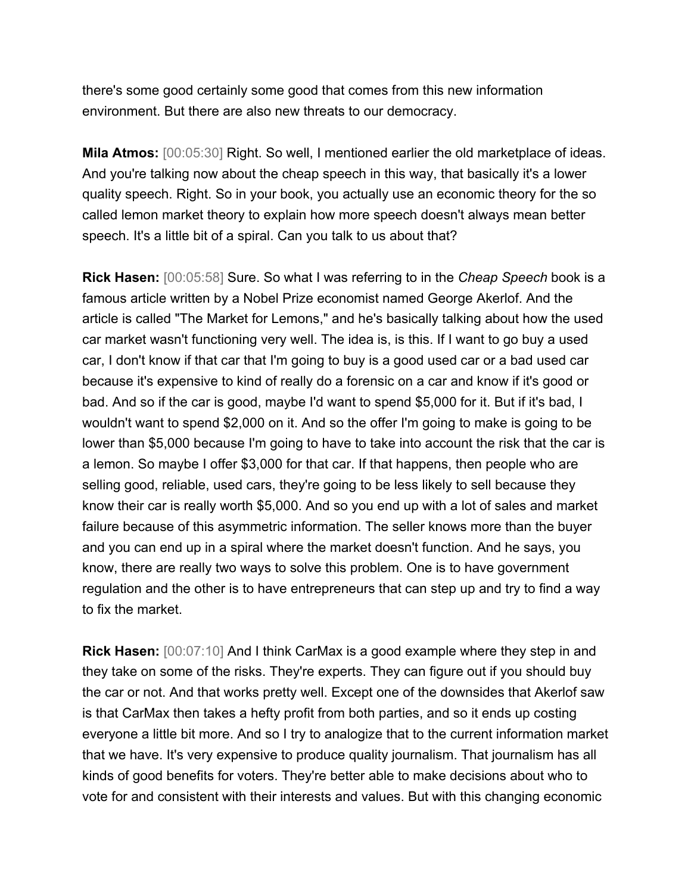there's some good certainly some good that comes from this new information environment. But there are also new threats to our democracy.

**Mila Atmos:** [00:05:30] Right. So well, I mentioned earlier the old marketplace of ideas. And you're talking now about the cheap speech in this way, that basically it's a lower quality speech. Right. So in your book, you actually use an economic theory for the so called lemon market theory to explain how more speech doesn't always mean better speech. It's a little bit of a spiral. Can you talk to us about that?

**Rick Hasen:** [00:05:58] Sure. So what I was referring to in the *Cheap Speech* book is a famous article written by a Nobel Prize economist named George Akerlof. And the article is called "The Market for Lemons," and he's basically talking about how the used car market wasn't functioning very well. The idea is, is this. If I want to go buy a used car, I don't know if that car that I'm going to buy is a good used car or a bad used car because it's expensive to kind of really do a forensic on a car and know if it's good or bad. And so if the car is good, maybe I'd want to spend $5,000 for it. But if it's bad, I wouldn't want to spend $2,000 on it. And so the offer I'm going to make is going to be lower than $5,000 because I'm going to have to take into account the risk that the car is a lemon. So maybe I offer $3,000 for that car. If that happens, then people who are selling good, reliable, used cars, they're going to be less likely to sell because they know their car is really worth $5,000. And so you end up with a lot of sales and market failure because of this asymmetric information. The seller knows more than the buyer and you can end up in a spiral where the market doesn't function. And he says, you know, there are really two ways to solve this problem. One is to have government regulation and the other is to have entrepreneurs that can step up and try to find a way to fix the market.

**Rick Hasen:** [00:07:10] And I think CarMax is a good example where they step in and they take on some of the risks. They're experts. They can figure out if you should buy the car or not. And that works pretty well. Except one of the downsides that Akerlof saw is that CarMax then takes a hefty profit from both parties, and so it ends up costing everyone a little bit more. And so I try to analogize that to the current information market that we have. It's very expensive to produce quality journalism. That journalism has all kinds of good benefits for voters. They're better able to make decisions about who to vote for and consistent with their interests and values. But with this changing economic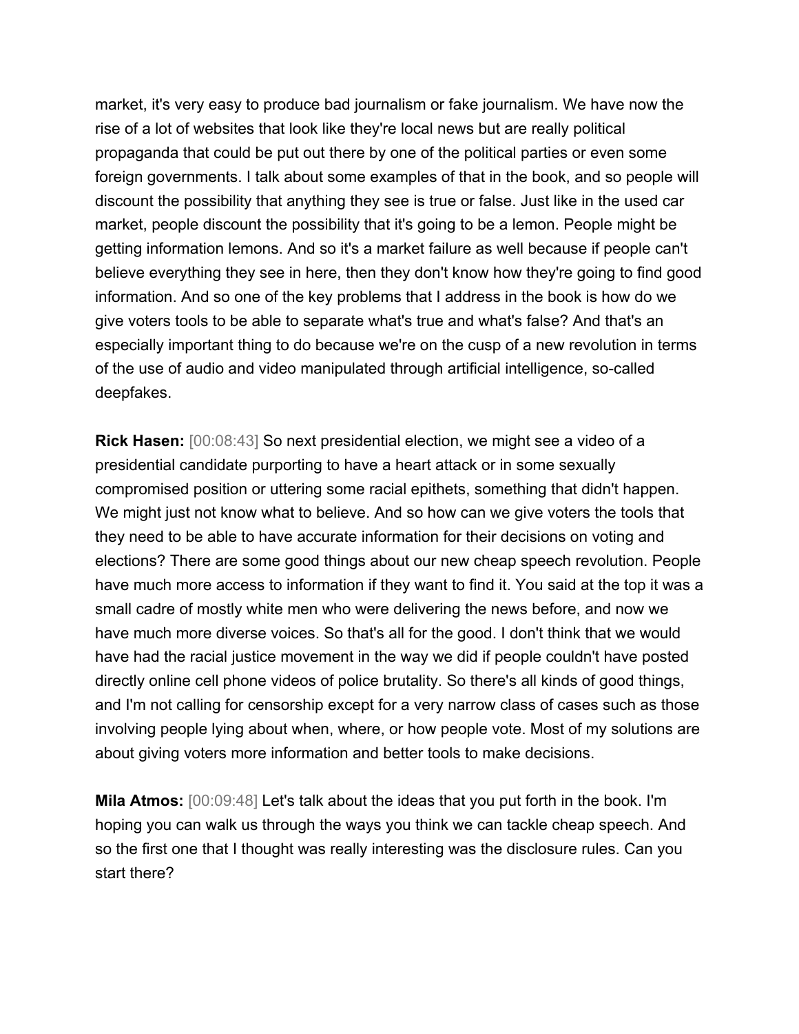market, it's very easy to produce bad journalism or fake journalism. We have now the rise of a lot of websites that look like they're local news but are really political propaganda that could be put out there by one of the political parties or even some foreign governments. I talk about some examples of that in the book, and so people will discount the possibility that anything they see is true or false. Just like in the used car market, people discount the possibility that it's going to be a lemon. People might be getting information lemons. And so it's a market failure as well because if people can't believe everything they see in here, then they don't know how they're going to find good information. And so one of the key problems that I address in the book is how do we give voters tools to be able to separate what's true and what's false? And that's an especially important thing to do because we're on the cusp of a new revolution in terms of the use of audio and video manipulated through artificial intelligence, so-called deepfakes.

**Rick Hasen:** [00:08:43] So next presidential election, we might see a video of a presidential candidate purporting to have a heart attack or in some sexually compromised position or uttering some racial epithets, something that didn't happen. We might just not know what to believe. And so how can we give voters the tools that they need to be able to have accurate information for their decisions on voting and elections? There are some good things about our new cheap speech revolution. People have much more access to information if they want to find it. You said at the top it was a small cadre of mostly white men who were delivering the news before, and now we have much more diverse voices. So that's all for the good. I don't think that we would have had the racial justice movement in the way we did if people couldn't have posted directly online cell phone videos of police brutality. So there's all kinds of good things, and I'm not calling for censorship except for a very narrow class of cases such as those involving people lying about when, where, or how people vote. Most of my solutions are about giving voters more information and better tools to make decisions.

**Mila Atmos:** [00:09:48] Let's talk about the ideas that you put forth in the book. I'm hoping you can walk us through the ways you think we can tackle cheap speech. And so the first one that I thought was really interesting was the disclosure rules. Can you start there?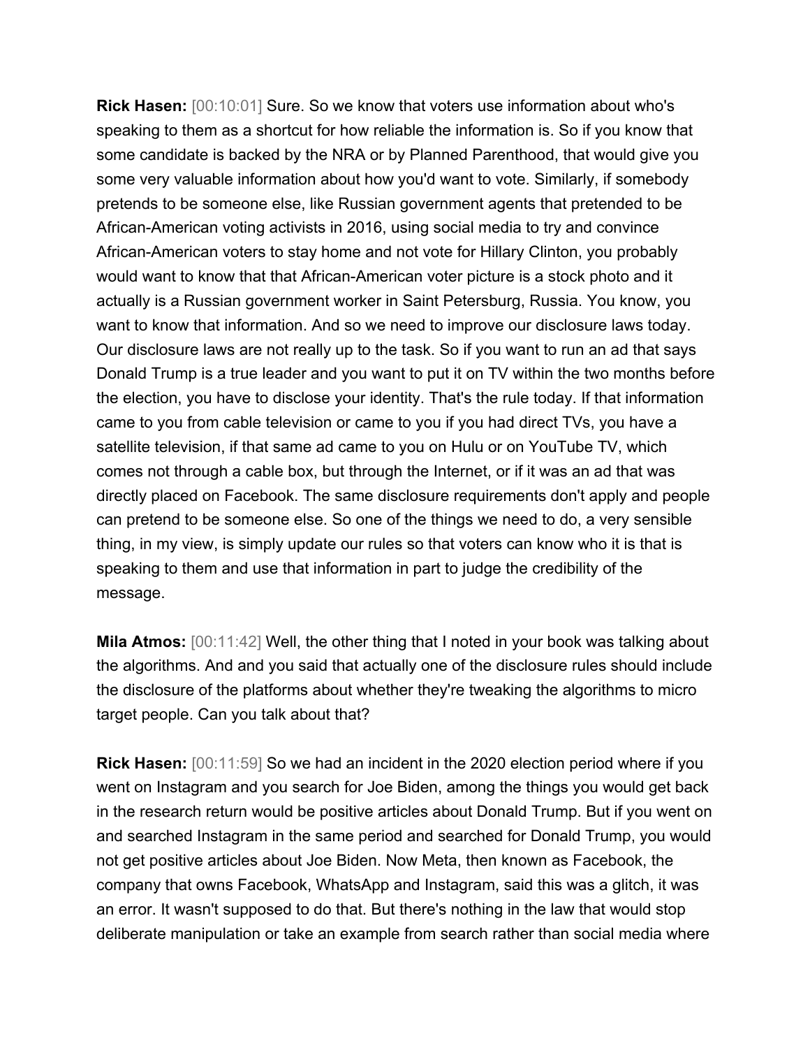**Rick Hasen:** [00:10:01] Sure. So we know that voters use information about who's speaking to them as a shortcut for how reliable the information is. So if you know that some candidate is backed by the NRA or by Planned Parenthood, that would give you some very valuable information about how you'd want to vote. Similarly, if somebody pretends to be someone else, like Russian government agents that pretended to be African-American voting activists in 2016, using social media to try and convince African-American voters to stay home and not vote for Hillary Clinton, you probably would want to know that that African-American voter picture is a stock photo and it actually is a Russian government worker in Saint Petersburg, Russia. You know, you want to know that information. And so we need to improve our disclosure laws today. Our disclosure laws are not really up to the task. So if you want to run an ad that says Donald Trump is a true leader and you want to put it on TV within the two months before the election, you have to disclose your identity. That's the rule today. If that information came to you from cable television or came to you if you had direct TVs, you have a satellite television, if that same ad came to you on Hulu or on YouTube TV, which comes not through a cable box, but through the Internet, or if it was an ad that was directly placed on Facebook. The same disclosure requirements don't apply and people can pretend to be someone else. So one of the things we need to do, a very sensible thing, in my view, is simply update our rules so that voters can know who it is that is speaking to them and use that information in part to judge the credibility of the message.

**Mila Atmos:** [00:11:42] Well, the other thing that I noted in your book was talking about the algorithms. And and you said that actually one of the disclosure rules should include the disclosure of the platforms about whether they're tweaking the algorithms to micro target people. Can you talk about that?

**Rick Hasen:** [00:11:59] So we had an incident in the 2020 election period where if you went on Instagram and you search for Joe Biden, among the things you would get back in the research return would be positive articles about Donald Trump. But if you went on and searched Instagram in the same period and searched for Donald Trump, you would not get positive articles about Joe Biden. Now Meta, then known as Facebook, the company that owns Facebook, WhatsApp and Instagram, said this was a glitch, it was an error. It wasn't supposed to do that. But there's nothing in the law that would stop deliberate manipulation or take an example from search rather than social media where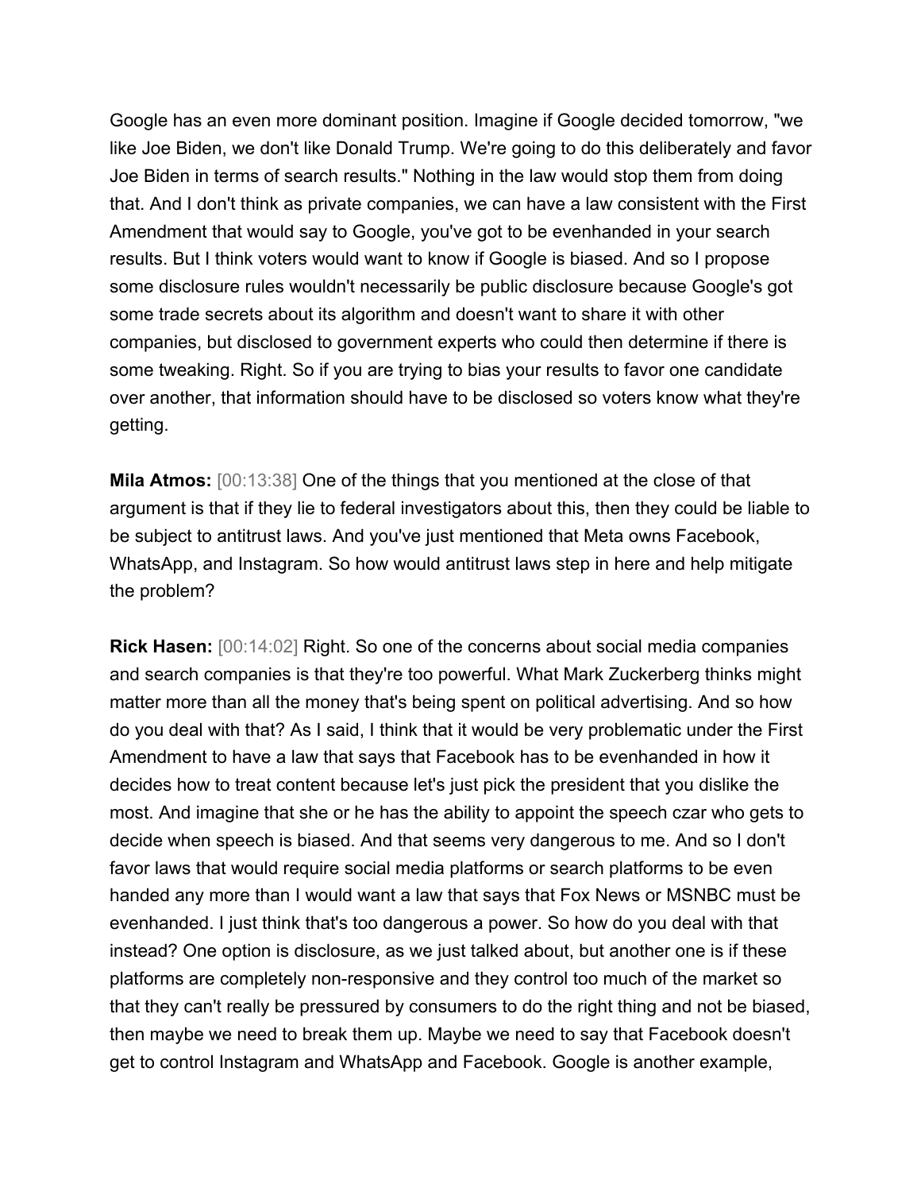Google has an even more dominant position. Imagine if Google decided tomorrow, "we like Joe Biden, we don't like Donald Trump. We're going to do this deliberately and favor Joe Biden in terms of search results." Nothing in the law would stop them from doing that. And I don't think as private companies, we can have a law consistent with the First Amendment that would say to Google, you've got to be evenhanded in your search results. But I think voters would want to know if Google is biased. And so I propose some disclosure rules wouldn't necessarily be public disclosure because Google's got some trade secrets about its algorithm and doesn't want to share it with other companies, but disclosed to government experts who could then determine if there is some tweaking. Right. So if you are trying to bias your results to favor one candidate over another, that information should have to be disclosed so voters know what they're getting.

**Mila Atmos:** [00:13:38] One of the things that you mentioned at the close of that argument is that if they lie to federal investigators about this, then they could be liable to be subject to antitrust laws. And you've just mentioned that Meta owns Facebook, WhatsApp, and Instagram. So how would antitrust laws step in here and help mitigate the problem?

**Rick Hasen:** [00:14:02] Right. So one of the concerns about social media companies and search companies is that they're too powerful. What Mark Zuckerberg thinks might matter more than all the money that's being spent on political advertising. And so how do you deal with that? As I said, I think that it would be very problematic under the First Amendment to have a law that says that Facebook has to be evenhanded in how it decides how to treat content because let's just pick the president that you dislike the most. And imagine that she or he has the ability to appoint the speech czar who gets to decide when speech is biased. And that seems very dangerous to me. And so I don't favor laws that would require social media platforms or search platforms to be even handed any more than I would want a law that says that Fox News or MSNBC must be evenhanded. I just think that's too dangerous a power. So how do you deal with that instead? One option is disclosure, as we just talked about, but another one is if these platforms are completely non-responsive and they control too much of the market so that they can't really be pressured by consumers to do the right thing and not be biased, then maybe we need to break them up. Maybe we need to say that Facebook doesn't get to control Instagram and WhatsApp and Facebook. Google is another example,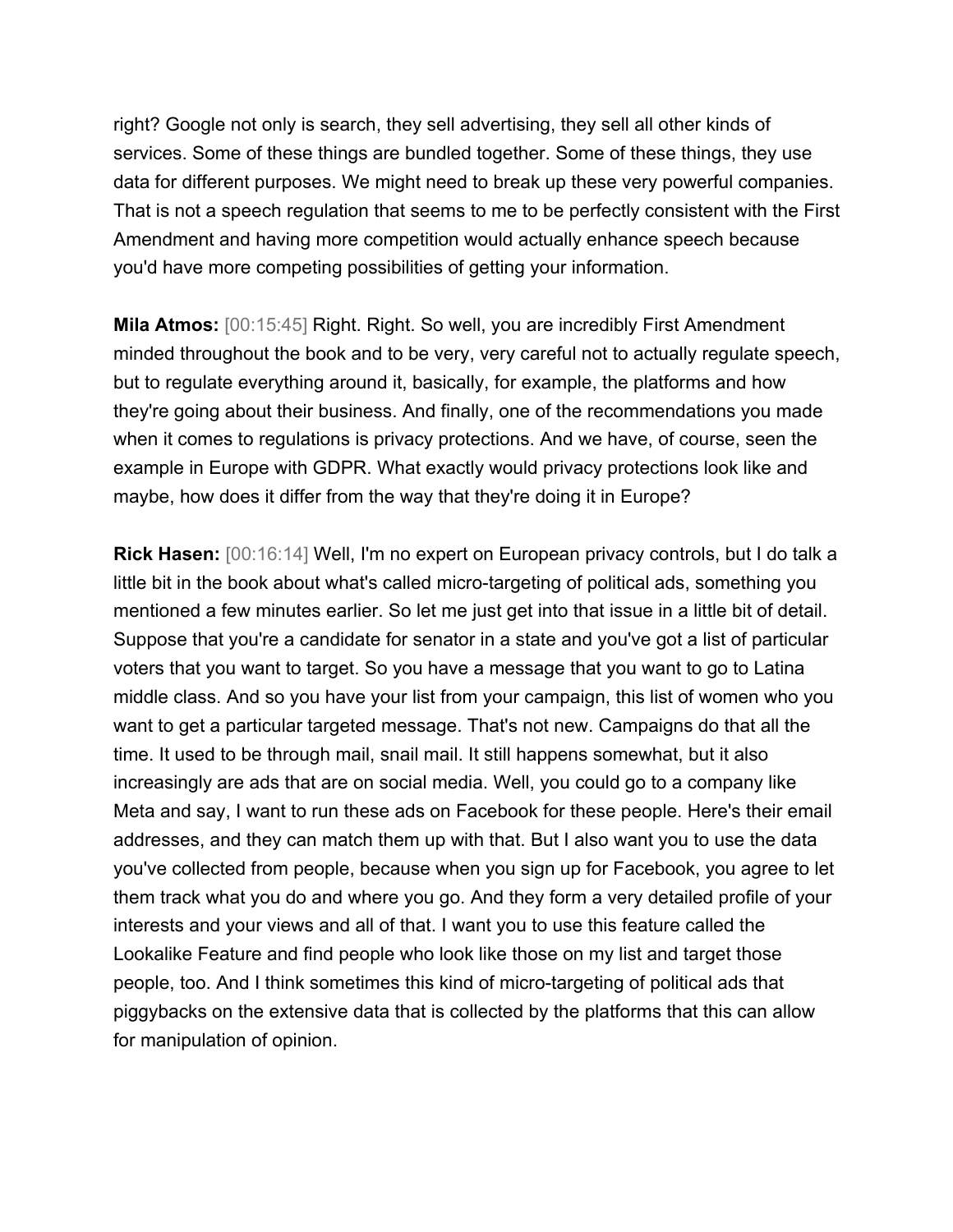right? Google not only is search, they sell advertising, they sell all other kinds of services. Some of these things are bundled together. Some of these things, they use data for different purposes. We might need to break up these very powerful companies. That is not a speech regulation that seems to me to be perfectly consistent with the First Amendment and having more competition would actually enhance speech because you'd have more competing possibilities of getting your information.

**Mila Atmos:** [00:15:45] Right. Right. So well, you are incredibly First Amendment minded throughout the book and to be very, very careful not to actually regulate speech, but to regulate everything around it, basically, for example, the platforms and how they're going about their business. And finally, one of the recommendations you made when it comes to regulations is privacy protections. And we have, of course, seen the example in Europe with GDPR. What exactly would privacy protections look like and maybe, how does it differ from the way that they're doing it in Europe?

**Rick Hasen:** [00:16:14] Well, I'm no expert on European privacy controls, but I do talk a little bit in the book about what's called micro-targeting of political ads, something you mentioned a few minutes earlier. So let me just get into that issue in a little bit of detail. Suppose that you're a candidate for senator in a state and you've got a list of particular voters that you want to target. So you have a message that you want to go to Latina middle class. And so you have your list from your campaign, this list of women who you want to get a particular targeted message. That's not new. Campaigns do that all the time. It used to be through mail, snail mail. It still happens somewhat, but it also increasingly are ads that are on social media. Well, you could go to a company like Meta and say, I want to run these ads on Facebook for these people. Here's their email addresses, and they can match them up with that. But I also want you to use the data you've collected from people, because when you sign up for Facebook, you agree to let them track what you do and where you go. And they form a very detailed profile of your interests and your views and all of that. I want you to use this feature called the Lookalike Feature and find people who look like those on my list and target those people, too. And I think sometimes this kind of micro-targeting of political ads that piggybacks on the extensive data that is collected by the platforms that this can allow for manipulation of opinion.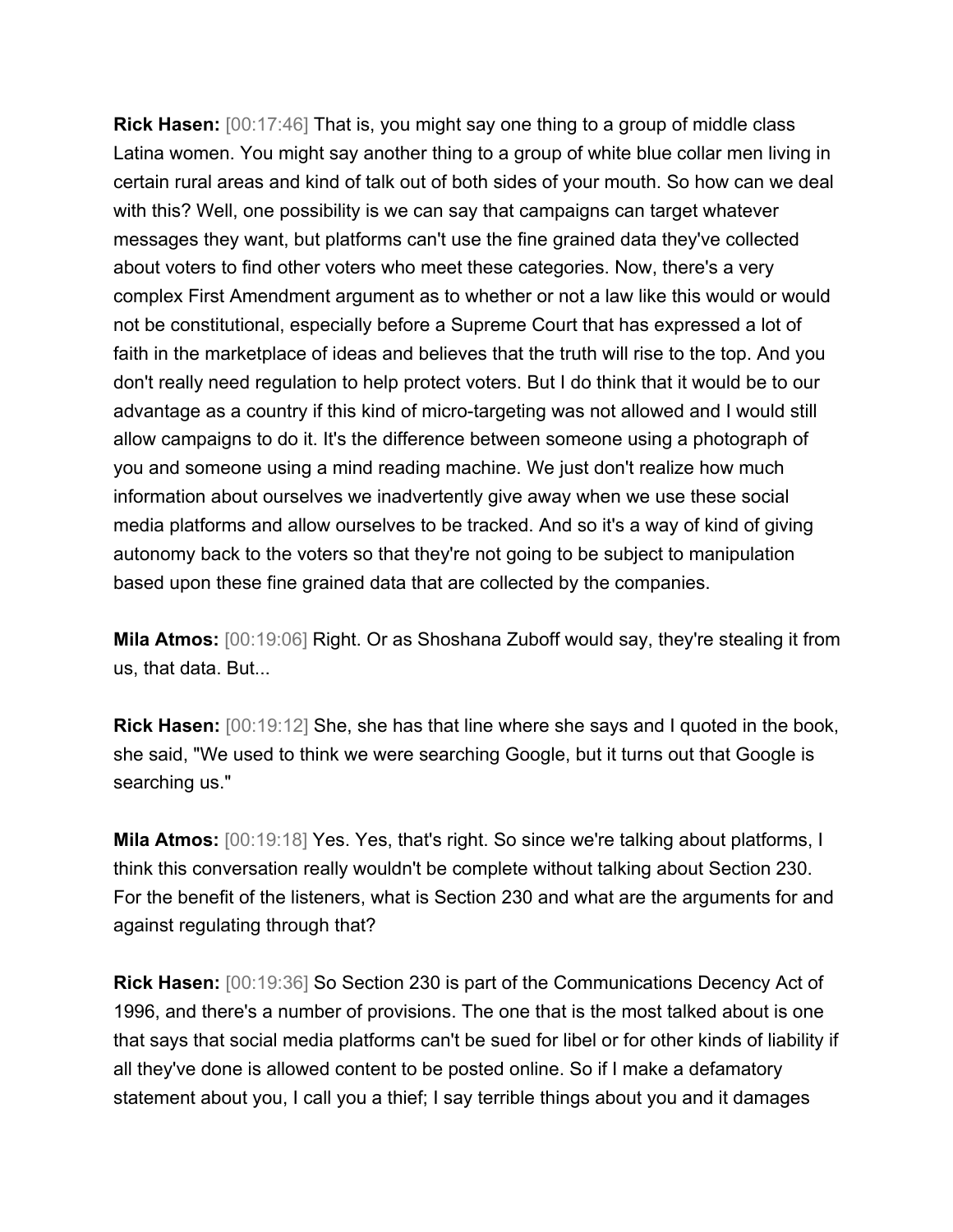**Rick Hasen:** [00:17:46] That is, you might say one thing to a group of middle class Latina women. You might say another thing to a group of white blue collar men living in certain rural areas and kind of talk out of both sides of your mouth. So how can we deal with this? Well, one possibility is we can say that campaigns can target whatever messages they want, but platforms can't use the fine grained data they've collected about voters to find other voters who meet these categories. Now, there's a very complex First Amendment argument as to whether or not a law like this would or would not be constitutional, especially before a Supreme Court that has expressed a lot of faith in the marketplace of ideas and believes that the truth will rise to the top. And you don't really need regulation to help protect voters. But I do think that it would be to our advantage as a country if this kind of micro-targeting was not allowed and I would still allow campaigns to do it. It's the difference between someone using a photograph of you and someone using a mind reading machine. We just don't realize how much information about ourselves we inadvertently give away when we use these social media platforms and allow ourselves to be tracked. And so it's a way of kind of giving autonomy back to the voters so that they're not going to be subject to manipulation based upon these fine grained data that are collected by the companies.

**Mila Atmos:** [00:19:06] Right. Or as Shoshana Zuboff would say, they're stealing it from us, that data. But...

**Rick Hasen:** [00:19:12] She, she has that line where she says and I quoted in the book, she said, "We used to think we were searching Google, but it turns out that Google is searching us."

**Mila Atmos:** [00:19:18] Yes. Yes, that's right. So since we're talking about platforms, I think this conversation really wouldn't be complete without talking about Section 230. For the benefit of the listeners, what is Section 230 and what are the arguments for and against regulating through that?

**Rick Hasen:** [00:19:36] So Section 230 is part of the Communications Decency Act of 1996, and there's a number of provisions. The one that is the most talked about is one that says that social media platforms can't be sued for libel or for other kinds of liability if all they've done is allowed content to be posted online. So if I make a defamatory statement about you, I call you a thief; I say terrible things about you and it damages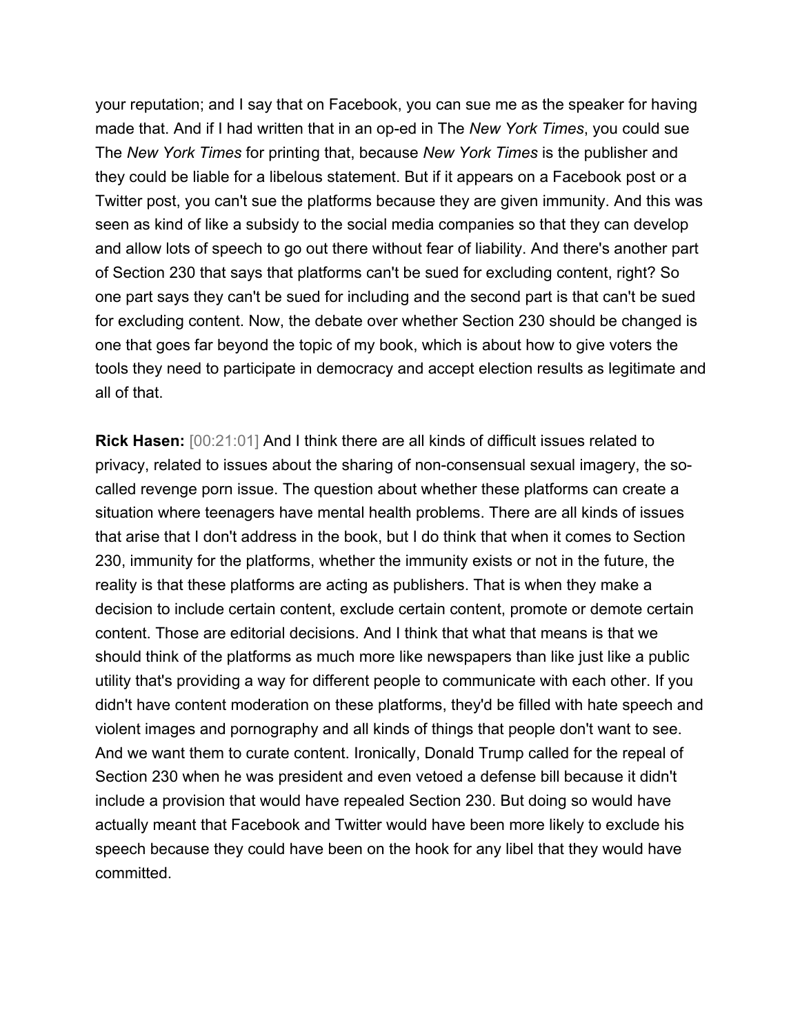your reputation; and I say that on Facebook, you can sue me as the speaker for having made that. And if I had written that in an op-ed in The *New York Times*, you could sue The *New York Times* for printing that, because *New York Times* is the publisher and they could be liable for a libelous statement. But if it appears on a Facebook post or a Twitter post, you can't sue the platforms because they are given immunity. And this was seen as kind of like a subsidy to the social media companies so that they can develop and allow lots of speech to go out there without fear of liability. And there's another part of Section 230 that says that platforms can't be sued for excluding content, right? So one part says they can't be sued for including and the second part is that can't be sued for excluding content. Now, the debate over whether Section 230 should be changed is one that goes far beyond the topic of my book, which is about how to give voters the tools they need to participate in democracy and accept election results as legitimate and all of that.

**Rick Hasen:** [00:21:01] And I think there are all kinds of difficult issues related to privacy, related to issues about the sharing of non-consensual sexual imagery, the so-called revenge porn issue. The question about whether these platforms can create a situation where teenagers have mental health problems. There are all kinds of issues that arise that I don't address in the book, but I do think that when it comes to Section 230, immunity for the platforms, whether the immunity exists or not in the future, the reality is that these platforms are acting as publishers. That is when they make a decision to include certain content, exclude certain content, promote or demote certain content. Those are editorial decisions. And I think that what that means is that we should think of the platforms as much more like newspapers than like just like a public utility that's providing a way for different people to communicate with each other. If you didn't have content moderation on these platforms, they'd be filled with hate speech and violent images and pornography and all kinds of things that people don't want to see. And we want them to curate content. Ironically, Donald Trump called for the repeal of Section 230 when he was president and even vetoed a defense bill because it didn't include a provision that would have repealed Section 230. But doing so would have actually meant that Facebook and Twitter would have been more likely to exclude his speech because they could have been on the hook for any libel that they would have committed.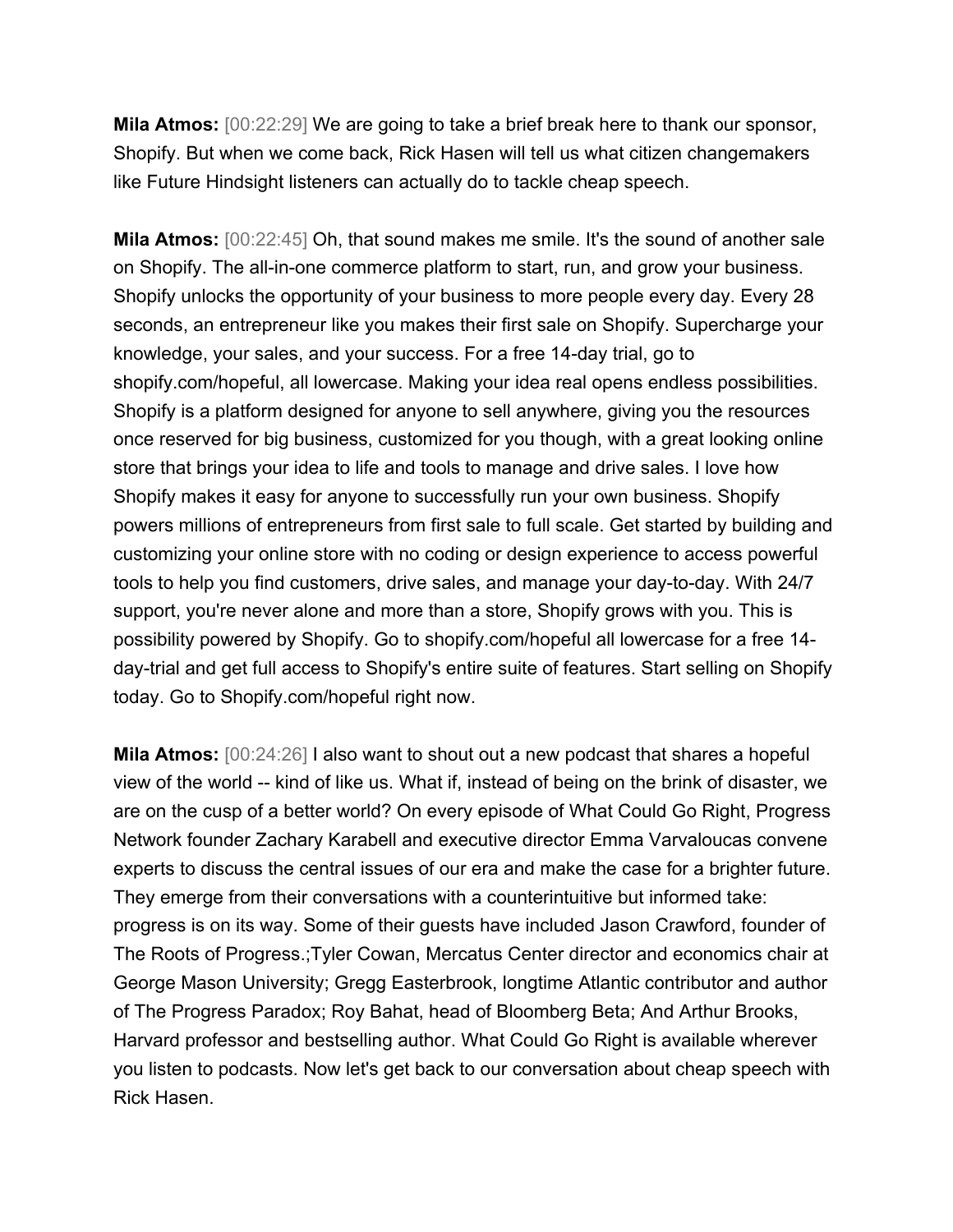**Mila Atmos:** [00:22:29] We are going to take a brief break here to thank our sponsor, Shopify. But when we come back, Rick Hasen will tell us what citizen changemakers like Future Hindsight listeners can actually do to tackle cheap speech.

**Mila Atmos:** [00:22:45] Oh, that sound makes me smile. It's the sound of another sale on Shopify. The all-in-one commerce platform to start, run, and grow your business. Shopify unlocks the opportunity of your business to more people every day. Every 28 seconds, an entrepreneur like you makes their first sale on Shopify. Supercharge your knowledge, your sales, and your success. For a free 14-day trial, go to shopify.com/hopeful, all lowercase. Making your idea real opens endless possibilities. Shopify is a platform designed for anyone to sell anywhere, giving you the resources once reserved for big business, customized for you though, with a great looking online store that brings your idea to life and tools to manage and drive sales. I love how Shopify makes it easy for anyone to successfully run your own business. Shopify powers millions of entrepreneurs from first sale to full scale. Get started by building and customizing your online store with no coding or design experience to access powerful tools to help you find customers, drive sales, and manage your day-to-day. With 24/7 support, you're never alone and more than a store, Shopify grows with you. This is possibility powered by Shopify. Go to shopify.com/hopeful all lowercase for a free 14-day-trial and get full access to Shopify's entire suite of features. Start selling on Shopify today. Go to Shopify.com/hopeful right now.

**Mila Atmos:** [00:24:26] I also want to shout out a new podcast that shares a hopeful view of the world -- kind of like us. What if, instead of being on the brink of disaster, we are on the cusp of a better world? On every episode of What Could Go Right, Progress Network founder Zachary Karabell and executive director Emma Varvaloucas convene experts to discuss the central issues of our era and make the case for a brighter future. They emerge from their conversations with a counterintuitive but informed take: progress is on its way. Some of their guests have included Jason Crawford, founder of The Roots of Progress.;Tyler Cowan, Mercatus Center director and economics chair at George Mason University; Gregg Easterbrook, longtime Atlantic contributor and author of The Progress Paradox; Roy Bahat, head of Bloomberg Beta; And Arthur Brooks, Harvard professor and bestselling author. What Could Go Right is available wherever you listen to podcasts. Now let's get back to our conversation about cheap speech with Rick Hasen.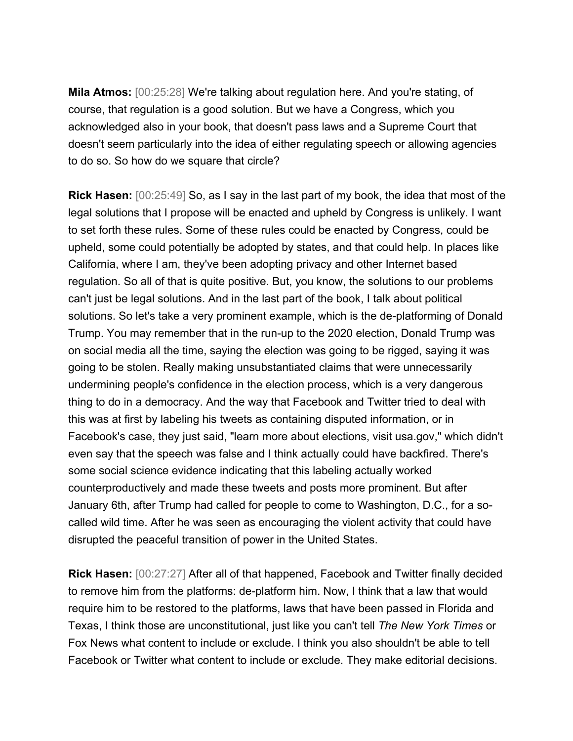**Mila Atmos:** [00:25:28] We're talking about regulation here. And you're stating, of course, that regulation is a good solution. But we have a Congress, which you acknowledged also in your book, that doesn't pass laws and a Supreme Court that doesn't seem particularly into the idea of either regulating speech or allowing agencies to do so. So how do we square that circle?

**Rick Hasen:** [00:25:49] So, as I say in the last part of my book, the idea that most of the legal solutions that I propose will be enacted and upheld by Congress is unlikely. I want to set forth these rules. Some of these rules could be enacted by Congress, could be upheld, some could potentially be adopted by states, and that could help. In places like California, where I am, they've been adopting privacy and other Internet based regulation. So all of that is quite positive. But, you know, the solutions to our problems can't just be legal solutions. And in the last part of the book, I talk about political solutions. So let's take a very prominent example, which is the de-platforming of Donald Trump. You may remember that in the run-up to the 2020 election, Donald Trump was on social media all the time, saying the election was going to be rigged, saying it was going to be stolen. Really making unsubstantiated claims that were unnecessarily undermining people's confidence in the election process, which is a very dangerous thing to do in a democracy. And the way that Facebook and Twitter tried to deal with this was at first by labeling his tweets as containing disputed information, or in Facebook's case, they just said, "learn more about elections, visit usa.gov," which didn't even say that the speech was false and I think actually could have backfired. There's some social science evidence indicating that this labeling actually worked counterproductively and made these tweets and posts more prominent. But after January 6th, after Trump had called for people to come to Washington, D.C., for a so-called wild time. After he was seen as encouraging the violent activity that could have disrupted the peaceful transition of power in the United States.

**Rick Hasen:** [00:27:27] After all of that happened, Facebook and Twitter finally decided to remove him from the platforms: de-platform him. Now, I think that a law that would require him to be restored to the platforms, laws that have been passed in Florida and Texas, I think those are unconstitutional, just like you can't tell *The New York Times* or Fox News what content to include or exclude. I think you also shouldn't be able to tell Facebook or Twitter what content to include or exclude. They make editorial decisions.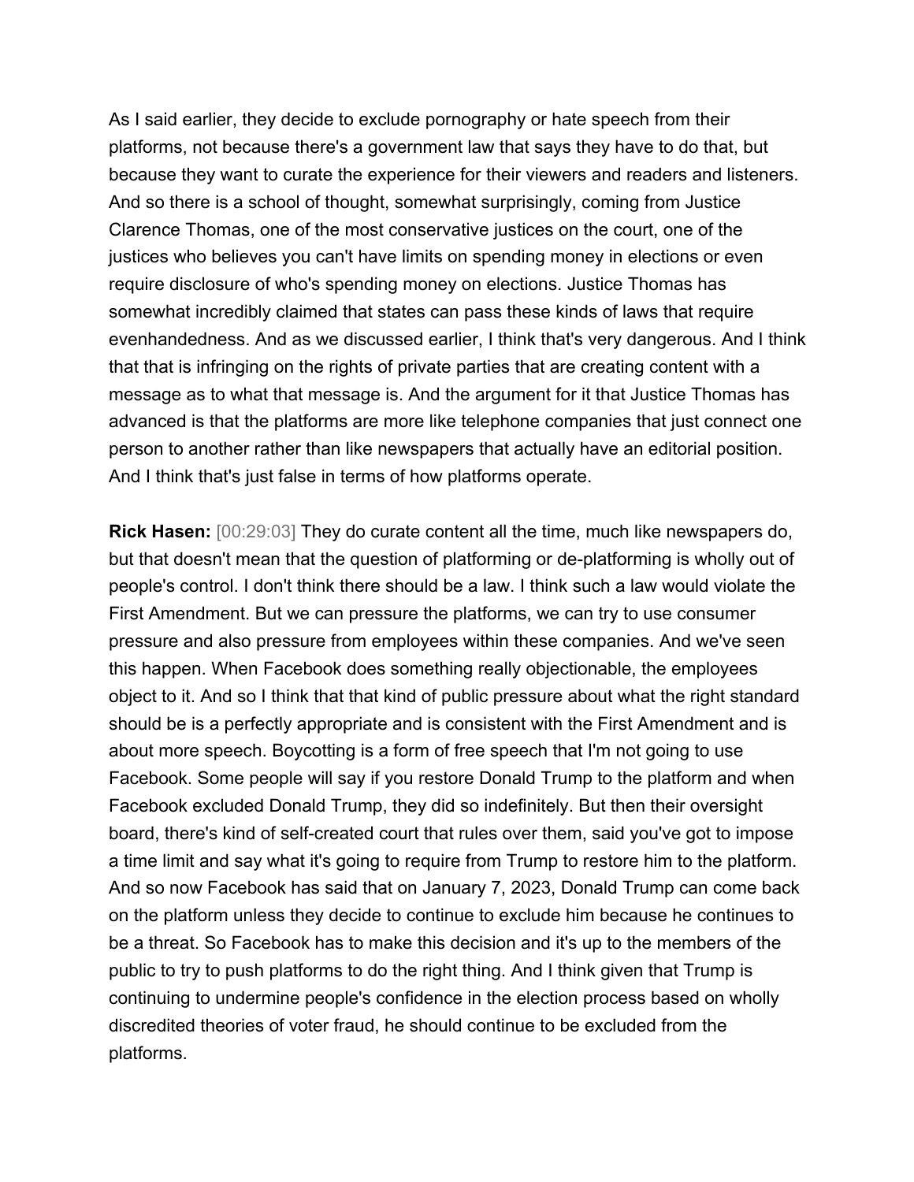As I said earlier, they decide to exclude pornography or hate speech from their platforms, not because there's a government law that says they have to do that, but because they want to curate the experience for their viewers and readers and listeners. And so there is a school of thought, somewhat surprisingly, coming from Justice Clarence Thomas, one of the most conservative justices on the court, one of the justices who believes you can't have limits on spending money in elections or even require disclosure of who's spending money on elections. Justice Thomas has somewhat incredibly claimed that states can pass these kinds of laws that require evenhandedness. And as we discussed earlier, I think that's very dangerous. And I think that that is infringing on the rights of private parties that are creating content with a message as to what that message is. And the argument for it that Justice Thomas has advanced is that the platforms are more like telephone companies that just connect one person to another rather than like newspapers that actually have an editorial position. And I think that's just false in terms of how platforms operate.

**Rick Hasen:** [00:29:03] They do curate content all the time, much like newspapers do, but that doesn't mean that the question of platforming or de-platforming is wholly out of people's control. I don't think there should be a law. I think such a law would violate the First Amendment. But we can pressure the platforms, we can try to use consumer pressure and also pressure from employees within these companies. And we've seen this happen. When Facebook does something really objectionable, the employees object to it. And so I think that that kind of public pressure about what the right standard should be is a perfectly appropriate and is consistent with the First Amendment and is about more speech. Boycotting is a form of free speech that I'm not going to use Facebook. Some people will say if you restore Donald Trump to the platform and when Facebook excluded Donald Trump, they did so indefinitely. But then their oversight board, there's kind of self-created court that rules over them, said you've got to impose a time limit and say what it's going to require from Trump to restore him to the platform. And so now Facebook has said that on January 7, 2023, Donald Trump can come back on the platform unless they decide to continue to exclude him because he continues to be a threat. So Facebook has to make this decision and it's up to the members of the public to try to push platforms to do the right thing. And I think given that Trump is continuing to undermine people's confidence in the election process based on wholly discredited theories of voter fraud, he should continue to be excluded from the platforms.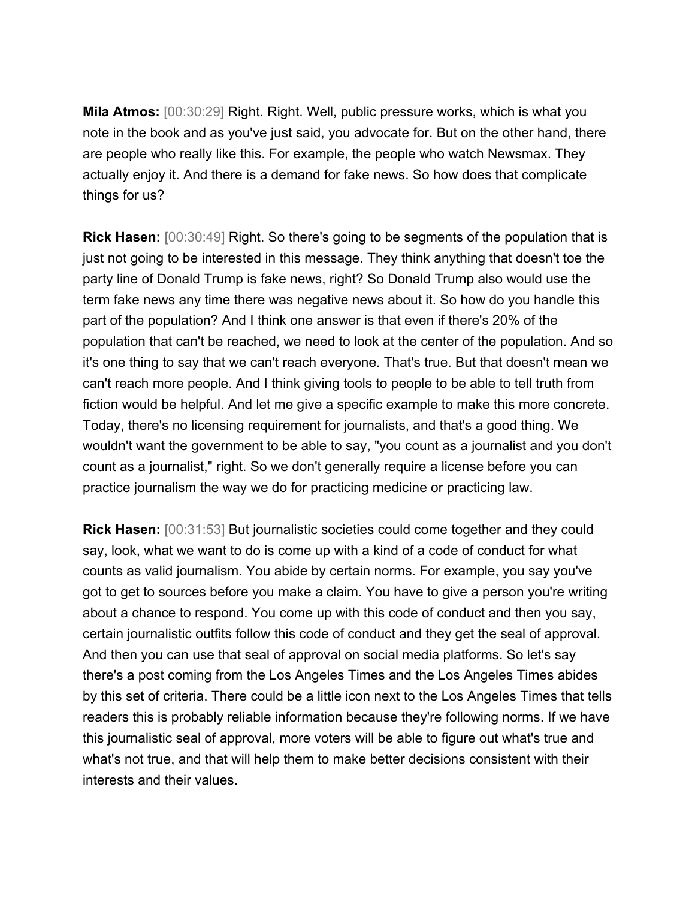**Mila Atmos:** [00:30:29] Right. Right. Well, public pressure works, which is what you note in the book and as you've just said, you advocate for. But on the other hand, there are people who really like this. For example, the people who watch Newsmax. They actually enjoy it. And there is a demand for fake news. So how does that complicate things for us?

**Rick Hasen:** [00:30:49] Right. So there's going to be segments of the population that is just not going to be interested in this message. They think anything that doesn't toe the party line of Donald Trump is fake news, right? So Donald Trump also would use the term fake news any time there was negative news about it. So how do you handle this part of the population? And I think one answer is that even if there's 20% of the population that can't be reached, we need to look at the center of the population. And so it's one thing to say that we can't reach everyone. That's true. But that doesn't mean we can't reach more people. And I think giving tools to people to be able to tell truth from fiction would be helpful. And let me give a specific example to make this more concrete. Today, there's no licensing requirement for journalists, and that's a good thing. We wouldn't want the government to be able to say, "you count as a journalist and you don't count as a journalist," right. So we don't generally require a license before you can practice journalism the way we do for practicing medicine or practicing law.

**Rick Hasen:** [00:31:53] But journalistic societies could come together and they could say, look, what we want to do is come up with a kind of a code of conduct for what counts as valid journalism. You abide by certain norms. For example, you say you've got to get to sources before you make a claim. You have to give a person you're writing about a chance to respond. You come up with this code of conduct and then you say, certain journalistic outfits follow this code of conduct and they get the seal of approval. And then you can use that seal of approval on social media platforms. So let's say there's a post coming from the Los Angeles Times and the Los Angeles Times abides by this set of criteria. There could be a little icon next to the Los Angeles Times that tells readers this is probably reliable information because they're following norms. If we have this journalistic seal of approval, more voters will be able to figure out what's true and what's not true, and that will help them to make better decisions consistent with their interests and their values.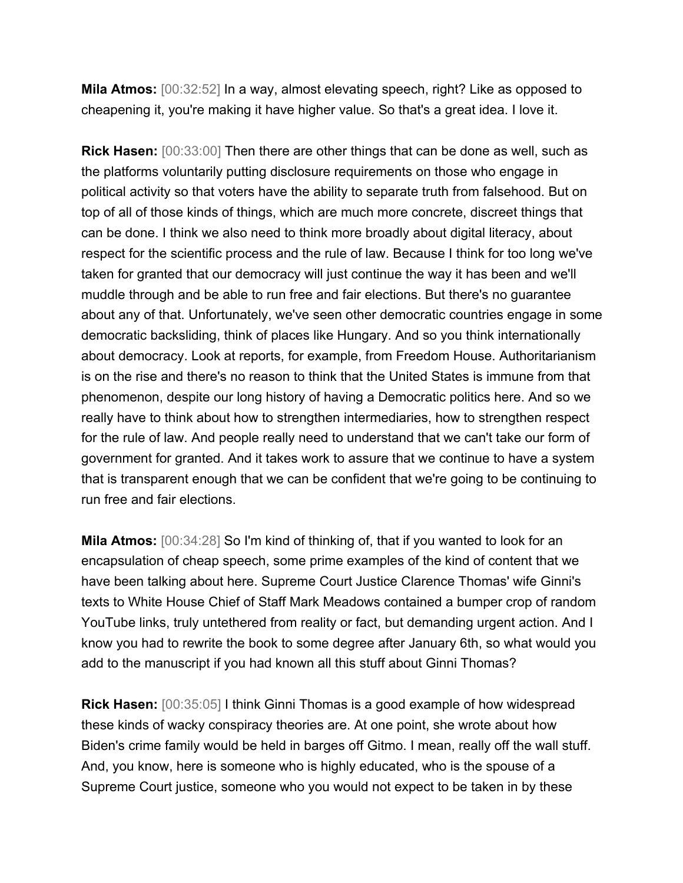**Mila Atmos:** [00:32:52] In a way, almost elevating speech, right? Like as opposed to cheapening it, you're making it have higher value. So that's a great idea. I love it.

**Rick Hasen:** [00:33:00] Then there are other things that can be done as well, such as the platforms voluntarily putting disclosure requirements on those who engage in political activity so that voters have the ability to separate truth from falsehood. But on top of all of those kinds of things, which are much more concrete, discreet things that can be done. I think we also need to think more broadly about digital literacy, about respect for the scientific process and the rule of law. Because I think for too long we've taken for granted that our democracy will just continue the way it has been and we'll muddle through and be able to run free and fair elections. But there's no guarantee about any of that. Unfortunately, we've seen other democratic countries engage in some democratic backsliding, think of places like Hungary. And so you think internationally about democracy. Look at reports, for example, from Freedom House. Authoritarianism is on the rise and there's no reason to think that the United States is immune from that phenomenon, despite our long history of having a Democratic politics here. And so we really have to think about how to strengthen intermediaries, how to strengthen respect for the rule of law. And people really need to understand that we can't take our form of government for granted. And it takes work to assure that we continue to have a system that is transparent enough that we can be confident that we're going to be continuing to run free and fair elections.

**Mila Atmos:** [00:34:28] So I'm kind of thinking of, that if you wanted to look for an encapsulation of cheap speech, some prime examples of the kind of content that we have been talking about here. Supreme Court Justice Clarence Thomas' wife Ginni's texts to White House Chief of Staff Mark Meadows contained a bumper crop of random YouTube links, truly untethered from reality or fact, but demanding urgent action. And I know you had to rewrite the book to some degree after January 6th, so what would you add to the manuscript if you had known all this stuff about Ginni Thomas?

**Rick Hasen:** [00:35:05] I think Ginni Thomas is a good example of how widespread these kinds of wacky conspiracy theories are. At one point, she wrote about how Biden's crime family would be held in barges off Gitmo. I mean, really off the wall stuff. And, you know, here is someone who is highly educated, who is the spouse of a Supreme Court justice, someone who you would not expect to be taken in by these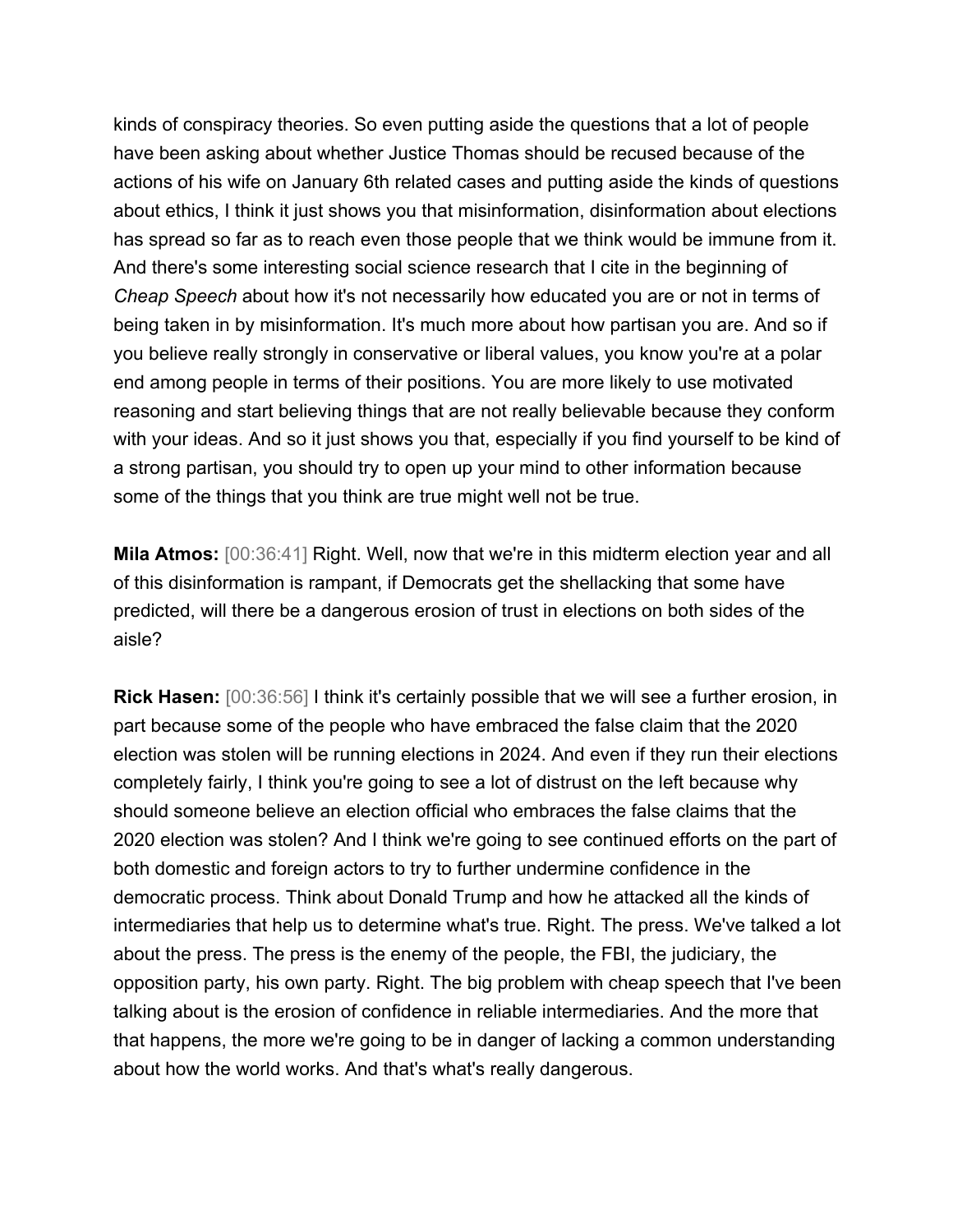kinds of conspiracy theories. So even putting aside the questions that a lot of people have been asking about whether Justice Thomas should be recused because of the actions of his wife on January 6th related cases and putting aside the kinds of questions about ethics, I think it just shows you that misinformation, disinformation about elections has spread so far as to reach even those people that we think would be immune from it. And there's some interesting social science research that I cite in the beginning of *Cheap Speech* about how it's not necessarily how educated you are or not in terms of being taken in by misinformation. It's much more about how partisan you are. And so if you believe really strongly in conservative or liberal values, you know you're at a polar end among people in terms of their positions. You are more likely to use motivated reasoning and start believing things that are not really believable because they conform with your ideas. And so it just shows you that, especially if you find yourself to be kind of a strong partisan, you should try to open up your mind to other information because some of the things that you think are true might well not be true.

**Mila Atmos:** [00:36:41] Right. Well, now that we're in this midterm election year and all of this disinformation is rampant, if Democrats get the shellacking that some have predicted, will there be a dangerous erosion of trust in elections on both sides of the aisle?

**Rick Hasen:** [00:36:56] I think it's certainly possible that we will see a further erosion, in part because some of the people who have embraced the false claim that the 2020 election was stolen will be running elections in 2024. And even if they run their elections completely fairly, I think you're going to see a lot of distrust on the left because why should someone believe an election official who embraces the false claims that the 2020 election was stolen? And I think we're going to see continued efforts on the part of both domestic and foreign actors to try to further undermine confidence in the democratic process. Think about Donald Trump and how he attacked all the kinds of intermediaries that help us to determine what's true. Right. The press. We've talked a lot about the press. The press is the enemy of the people, the FBI, the judiciary, the opposition party, his own party. Right. The big problem with cheap speech that I've been talking about is the erosion of confidence in reliable intermediaries. And the more that that happens, the more we're going to be in danger of lacking a common understanding about how the world works. And that's what's really dangerous.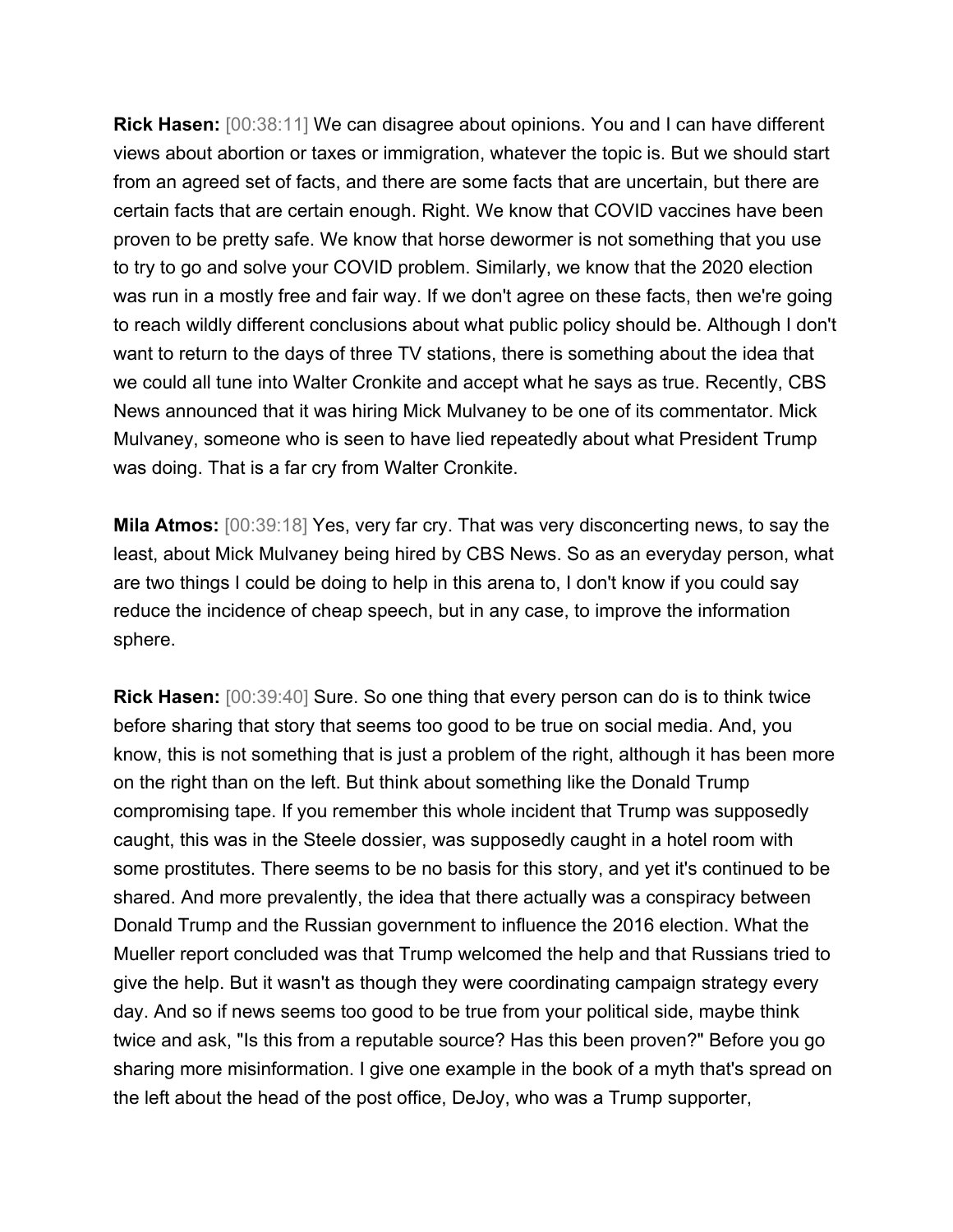**Rick Hasen:** [00:38:11] We can disagree about opinions. You and I can have different views about abortion or taxes or immigration, whatever the topic is. But we should start from an agreed set of facts, and there are some facts that are uncertain, but there are certain facts that are certain enough. Right. We know that COVID vaccines have been proven to be pretty safe. We know that horse dewormer is not something that you use to try to go and solve your COVID problem. Similarly, we know that the 2020 election was run in a mostly free and fair way. If we don't agree on these facts, then we're going to reach wildly different conclusions about what public policy should be. Although I don't want to return to the days of three TV stations, there is something about the idea that we could all tune into Walter Cronkite and accept what he says as true. Recently, CBS News announced that it was hiring Mick Mulvaney to be one of its commentator. Mick Mulvaney, someone who is seen to have lied repeatedly about what President Trump was doing. That is a far cry from Walter Cronkite.

**Mila Atmos:** [00:39:18] Yes, very far cry. That was very disconcerting news, to say the least, about Mick Mulvaney being hired by CBS News. So as an everyday person, what are two things I could be doing to help in this arena to, I don't know if you could say reduce the incidence of cheap speech, but in any case, to improve the information sphere.

**Rick Hasen:** [00:39:40] Sure. So one thing that every person can do is to think twice before sharing that story that seems too good to be true on social media. And, you know, this is not something that is just a problem of the right, although it has been more on the right than on the left. But think about something like the Donald Trump compromising tape. If you remember this whole incident that Trump was supposedly caught, this was in the Steele dossier, was supposedly caught in a hotel room with some prostitutes. There seems to be no basis for this story, and yet it's continued to be shared. And more prevalently, the idea that there actually was a conspiracy between Donald Trump and the Russian government to influence the 2016 election. What the Mueller report concluded was that Trump welcomed the help and that Russians tried to give the help. But it wasn't as though they were coordinating campaign strategy every day. And so if news seems too good to be true from your political side, maybe think twice and ask, "Is this from a reputable source? Has this been proven?" Before you go sharing more misinformation. I give one example in the book of a myth that's spread on the left about the head of the post office, DeJoy, who was a Trump supporter,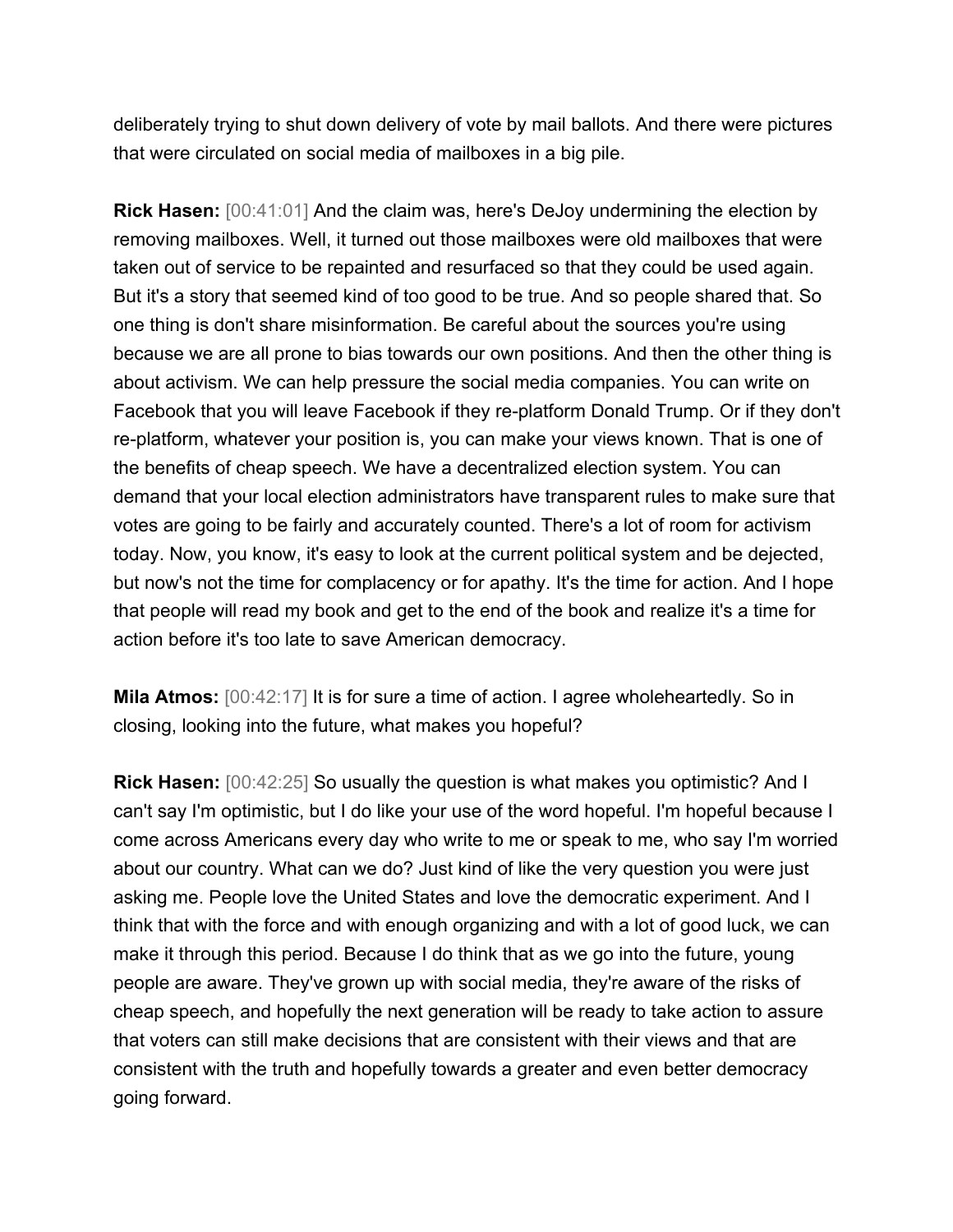deliberately trying to shut down delivery of vote by mail ballots. And there were pictures that were circulated on social media of mailboxes in a big pile.

**Rick Hasen:** [00:41:01] And the claim was, here's DeJoy undermining the election by removing mailboxes. Well, it turned out those mailboxes were old mailboxes that were taken out of service to be repainted and resurfaced so that they could be used again. But it's a story that seemed kind of too good to be true. And so people shared that. So one thing is don't share misinformation. Be careful about the sources you're using because we are all prone to bias towards our own positions. And then the other thing is about activism. We can help pressure the social media companies. You can write on Facebook that you will leave Facebook if they re-platform Donald Trump. Or if they don't re-platform, whatever your position is, you can make your views known. That is one of the benefits of cheap speech. We have a decentralized election system. You can demand that your local election administrators have transparent rules to make sure that votes are going to be fairly and accurately counted. There's a lot of room for activism today. Now, you know, it's easy to look at the current political system and be dejected, but now's not the time for complacency or for apathy. It's the time for action. And I hope that people will read my book and get to the end of the book and realize it's a time for action before it's too late to save American democracy.

**Mila Atmos:** [00:42:17] It is for sure a time of action. I agree wholeheartedly. So in closing, looking into the future, what makes you hopeful?

**Rick Hasen:** [00:42:25] So usually the question is what makes you optimistic? And I can't say I'm optimistic, but I do like your use of the word hopeful. I'm hopeful because I come across Americans every day who write to me or speak to me, who say I'm worried about our country. What can we do? Just kind of like the very question you were just asking me. People love the United States and love the democratic experiment. And I think that with the force and with enough organizing and with a lot of good luck, we can make it through this period. Because I do think that as we go into the future, young people are aware. They've grown up with social media, they're aware of the risks of cheap speech, and hopefully the next generation will be ready to take action to assure that voters can still make decisions that are consistent with their views and that are consistent with the truth and hopefully towards a greater and even better democracy going forward.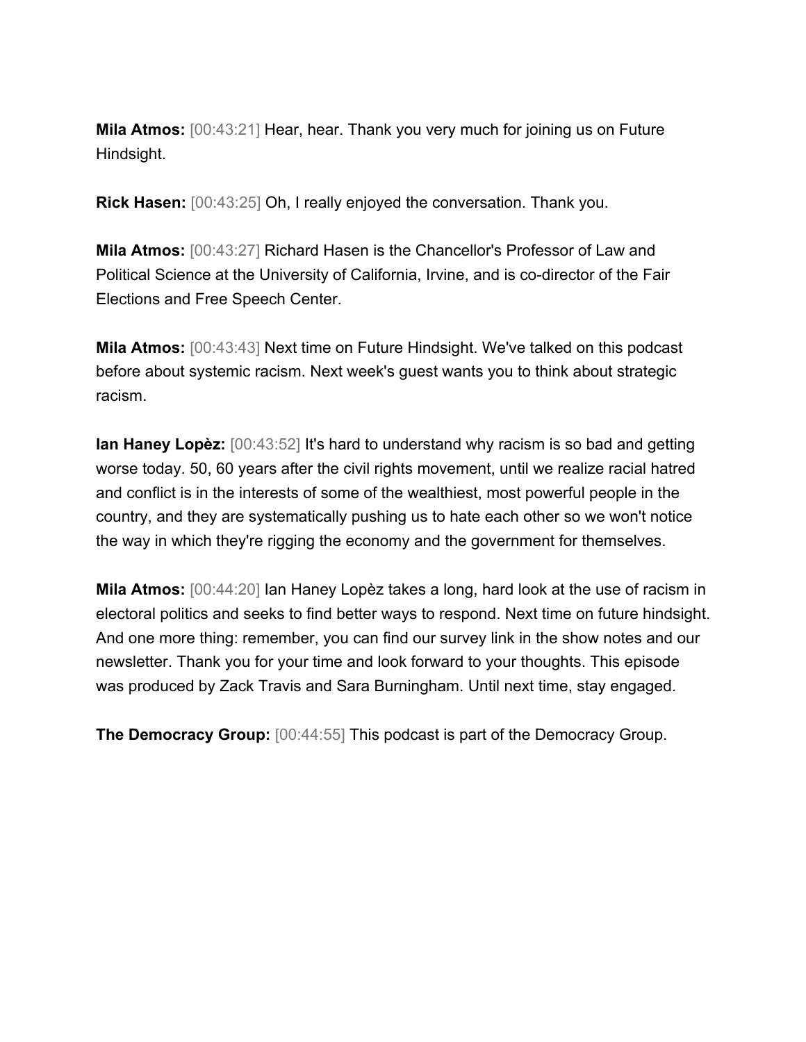**Mila Atmos:** [00:43:21] Hear, hear. Thank you very much for joining us on Future Hindsight.

**Rick Hasen:** [00:43:25] Oh, I really enjoyed the conversation. Thank you.

**Mila Atmos:** [00:43:27] Richard Hasen is the Chancellor's Professor of Law and Political Science at the University of California, Irvine, and is co-director of the Fair Elections and Free Speech Center.

**Mila Atmos:** [00:43:43] Next time on Future Hindsight. We've talked on this podcast before about systemic racism. Next week's guest wants you to think about strategic racism.

**Ian Haney Lopèz:** [00:43:52] It's hard to understand why racism is so bad and getting worse today. 50, 60 years after the civil rights movement, until we realize racial hatred and conflict is in the interests of some of the wealthiest, most powerful people in the country, and they are systematically pushing us to hate each other so we won't notice the way in which they're rigging the economy and the government for themselves.

**Mila Atmos:** [00:44:20] Ian Haney Lopèz takes a long, hard look at the use of racism in electoral politics and seeks to find better ways to respond. Next time on future hindsight. And one more thing: remember, you can find our survey link in the show notes and our newsletter. Thank you for your time and look forward to your thoughts. This episode was produced by Zack Travis and Sara Burningham. Until next time, stay engaged.

**The Democracy Group:** [00:44:55] This podcast is part of the Democracy Group.